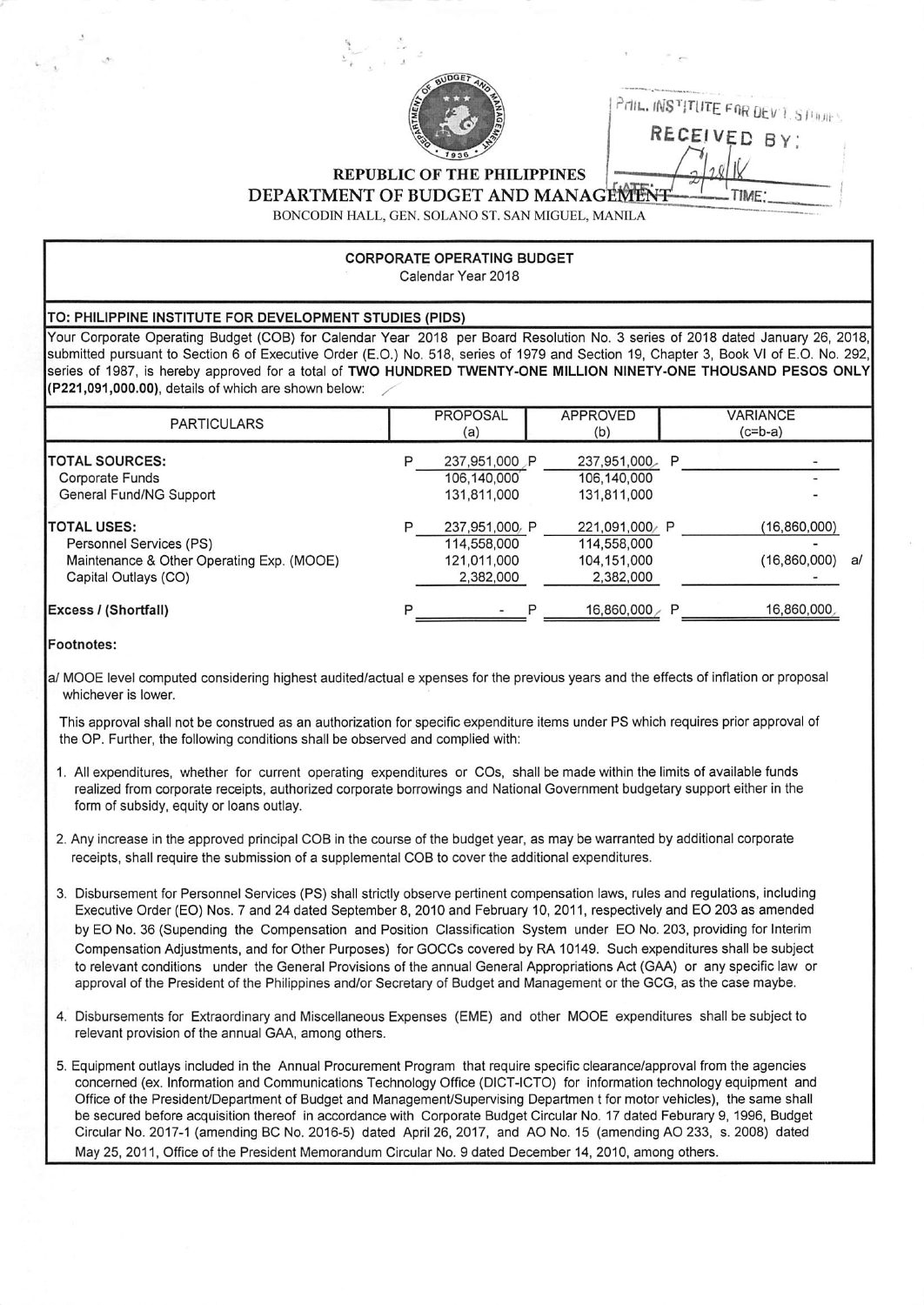REPUBLIC OF THE PHILIPPINES

DEPARTMENT OF BUDGET AND MANAGEMENT

BONCODIN HALL, GEN. SOLANO ST. SAN MIGUEL, MANILA

PHIL. INSTITUTE FOR DEV'T. STUDIES
RECEIVED BY:
DATE: 2/28/18
TIME:

## CORPORATE OPERATING BUDGET

Calendar Year 2018

**TO: PHILIPPINE INSTITUTE FOR DEVELOPMENT STUDIES (PIDS)**

Your Corporate Operating Budget (COB) for Calendar Year 2018 per Board Resolution No. 3 series of 2018 dated January 26, 2018, submitted pursuant to Section 6 of Executive Order (E.O.) No. 518, series of 1979 and Section 19, Chapter 3, Book VI of E.O. No. 292, series of 1987, is hereby approved for a total of **TWO HUNDRED TWENTY-ONE MILLION NINETY-ONE THOUSAND PESOS ONLY (P221,091,000.00)**, details of which are shown below:

| PARTICULARS | PROPOSAL (a) | APPROVED (b) | VARIANCE (c=b-a) |
|---|---|---|---|
| **TOTAL SOURCES:** | P 237,951,000 | P 237,951,000 | P - |
| Corporate Funds | 106,140,000 | 106,140,000 | - |
| General Fund/NG Support | 131,811,000 | 131,811,000 | - |
| **TOTAL USES:** | P 237,951,000 | P 221,091,000 | P (16,860,000) |
| Personnel Services (PS) | 114,558,000 | 114,558,000 | - |
| Maintenance & Other Operating Exp. (MOOE) | 121,011,000 | 104,151,000 | (16,860,000) a/ |
| Capital Outlays (CO) | 2,382,000 | 2,382,000 | - |
| **Excess / (Shortfall)** | P - | P 16,860,000 | P 16,860,000 |

**Footnotes:**

a/ MOOE level computed considering highest audited/actual e xpenses for the previous years and the effects of inflation or proposal whichever is lower.

This approval shall not be construed as an authorization for specific expenditure items under PS which requires prior approval of the OP. Further, the following conditions shall be observed and complied with:

1. All expenditures, whether for current operating expenditures or COs, shall be made within the limits of available funds realized from corporate receipts, authorized corporate borrowings and National Government budgetary support either in the form of subsidy, equity or loans outlay.

2. Any increase in the approved principal COB in the course of the budget year, as may be warranted by additional corporate receipts, shall require the submission of a supplemental COB to cover the additional expenditures.

3. Disbursement for Personnel Services (PS) shall strictly observe pertinent compensation laws, rules and regulations, including Executive Order (EO) Nos. 7 and 24 dated September 8, 2010 and February 10, 2011, respectively and EO 203 as amended by EO No. 36 (Supending the Compensation and Position Classification System under EO No. 203, providing for Interim Compensation Adjustments, and for Other Purposes) for GOCCs covered by RA 10149. Such expenditures shall be subject to relevant conditions under the General Provisions of the annual General Appropriations Act (GAA) or any specific law or approval of the President of the Philippines and/or Secretary of Budget and Management or the GCG, as the case maybe.

4. Disbursements for Extraordinary and Miscellaneous Expenses (EME) and other MOOE expenditures shall be subject to relevant provision of the annual GAA, among others.

5. Equipment outlays included in the Annual Procurement Program that require specific clearance/approval from the agencies concerned (ex. Information and Communications Technology Office (DICT-ICTO) for information technology equipment and Office of the President/Department of Budget and Management/Supervising Departmen t for motor vehicles), the same shall be secured before acquisition thereof in accordance with Corporate Budget Circular No. 17 dated Feburary 9, 1996, Budget Circular No. 2017-1 (amending BC No. 2016-5) dated April 26, 2017, and AO No. 15 (amending AO 233, s. 2008) dated May 25, 2011, Office of the President Memorandum Circular No. 9 dated December 14, 2010, among others.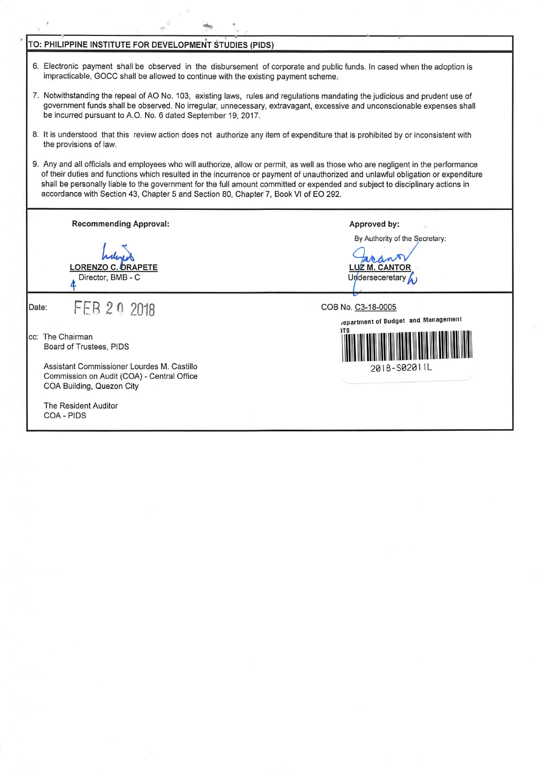TO: PHILIPPINE INSTITUTE FOR DEVELOPMENT STUDIES (PIDS)

6. Electronic payment shall be observed in the disbursement of corporate and public funds. In cased when the adoption is impracticable, GOCC shall be allowed to continue with the existing payment scheme.

7. Notwithstanding the repeal of AO No. 103, existing laws, rules and regulations mandating the judicious and prudent use of government funds shall be observed. No irregular, unnecessary, extravagant, excessive and unconscionable expenses shall be incurred pursuant to A.O. No. 6 dated September 19, 2017.

8. It is understood that this review action does not authorize any item of expenditure that is prohibited by or inconsistent with the provisions of law.

9. Any and all officials and employees who will authorize, allow or permit, as well as those who are negligent in the performance of their duties and functions which resulted in the incurrence or payment of unauthorized and unlawful obligation or expenditure shall be personally liable to the government for the full amount committed or expended and subject to disciplinary actions in accordance with Section 43, Chapter 5 and Section 80, Chapter 7, Book VI of EO 292.

**Recommending Approval:**

**LORENZO C. DRAPETE**
Director, BMB - C

**Approved by:**

By Authority of the Secretary:

**LUZ M. CANTOR**
Undersecretary

Date: FEB 20 2018

COB No. C3-18-0005

Department of Budget and Management
DTS
2018-S02011L

cc: The Chairman
Board of Trustees, PIDS

Assistant Commissioner Lourdes M. Castillo
Commission on Audit (COA) - Central Office
COA Building, Quezon City

The Resident Auditor
COA - PIDS